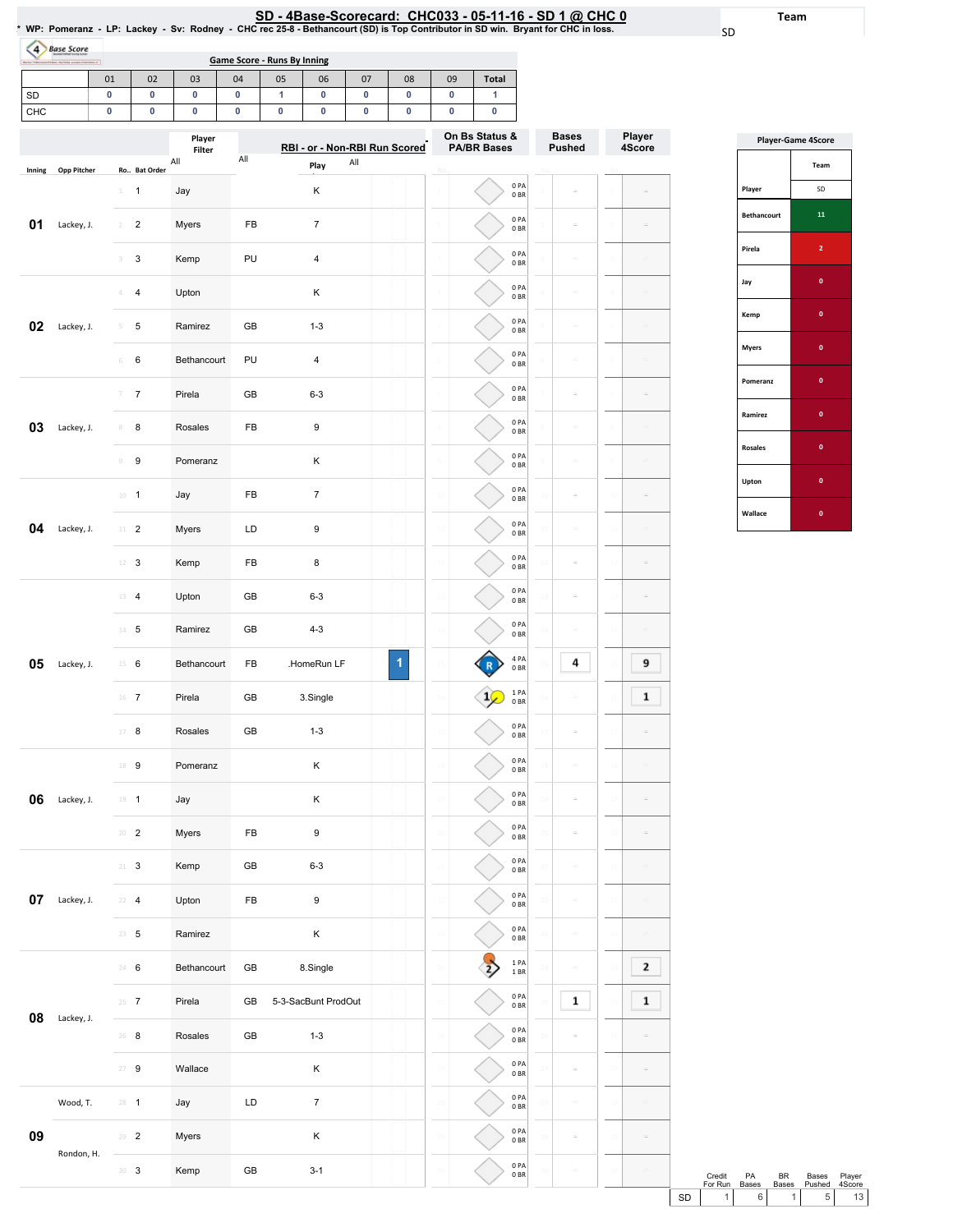# SD - 4Base-Scorecard: CHC033 - 05-11-16 - SD 1 @ CHC 0

* WP: Pomeranz - LP: Lackey - Sv: Rodney - CHC rec 25-8 - Bethancourt (SD) is Top Contributor in SD win. Bryant for CHC in loss.

Team: SD

## Game Score - Runs By Inning

| | 01 | 02 | 03 | 04 | 05 | 06 | 07 | 08 | 09 | Total |
|---|---|---|---|---|---|---|---|---|---|---|
| SD | 0 | 0 | 0 | 0 | 1 | 0 | 0 | 0 | 0 | 1 |
| CHC | 0 | 0 | 0 | 0 | 0 | 0 | 0 | 0 | 0 | 0 |

| Inning | Opp Pitcher | Ro.. | Bat Order | Player | | RBI - or - Non-RBI Run Scored / Play | | On Bs Status & PA/BR Bases | Bases Pushed | Player 4Score |
|---|---|---|---|---|---|---|---|---|---|---|
| 01 | Lackey, J. | 1 | 1 | Jay | | K | | 0 PA 0 BR | | |
| | | 2 | 2 | Myers | FB | 7 | | 0 PA 0 BR | | |
| | | 3 | 3 | Kemp | PU | 4 | | 0 PA 0 BR | | |
| 02 | Lackey, J. | 4 | 4 | Upton | | K | | 0 PA 0 BR | | |
| | | 5 | 5 | Ramirez | GB | 1-3 | | 0 PA 0 BR | | |
| | | 6 | 6 | Bethancourt | PU | 4 | | 0 PA 0 BR | | |
| 03 | Lackey, J. | 7 | 7 | Pirela | GB | 6-3 | | 0 PA 0 BR | | |
| | | 8 | 8 | Rosales | FB | 9 | | 0 PA 0 BR | | |
| | | 9 | 9 | Pomeranz | | K | | 0 PA 0 BR | | |
| 04 | Lackey, J. | 10 | 1 | Jay | FB | 7 | | 0 PA 0 BR | | |
| | | 11 | 2 | Myers | LD | 9 | | 0 PA 0 BR | | |
| | | 12 | 3 | Kemp | FB | 8 | | 0 PA 0 BR | | |
| 05 | Lackey, J. | 13 | 4 | Upton | GB | 6-3 | | 0 PA 0 BR | | |
| | | 14 | 5 | Ramirez | GB | 4-3 | | 0 PA 0 BR | | |
| | | 15 | 6 | Bethancourt | FB | .HomeRun LF | 1 | R 4 PA 0 BR | 4 | 9 |
| | | 16 | 7 | Pirela | GB | 3.Single | | 1 1 PA 0 BR | | 1 |
| | | 17 | 8 | Rosales | GB | 1-3 | | 0 PA 0 BR | | |
| 06 | Lackey, J. | 18 | 9 | Pomeranz | | K | | 0 PA 0 BR | | |
| | | 19 | 1 | Jay | | K | | 0 PA 0 BR | | |
| | | 20 | 2 | Myers | FB | 9 | | 0 PA 0 BR | | |
| 07 | Lackey, J. | 21 | 3 | Kemp | GB | 6-3 | | 0 PA 0 BR | | |
| | | 22 | 4 | Upton | FB | 9 | | 0 PA 0 BR | | |
| | | 23 | 5 | Ramirez | | K | | 0 PA 0 BR | | |
| 08 | Lackey, J. | 24 | 6 | Bethancourt | GB | 8.Single | | 2 1 PA 1 BR | | 2 |
| | | 25 | 7 | Pirela | GB | 5-3-SacBunt ProdOut | | 0 PA 0 BR | 1 | 1 |
| | | 26 | 8 | Rosales | GB | 1-3 | | 0 PA 0 BR | | |
| | | 27 | 9 | Wallace | | K | | 0 PA 0 BR | | |
| 09 | Wood, T. | 28 | 1 | Jay | LD | 7 | | 0 PA 0 BR | | |
| | | 29 | 2 | Myers | | K | | 0 PA 0 BR | | |
| | Rondon, H. | 30 | 3 | Kemp | GB | 3-1 | | 0 PA 0 BR | | |

## Player-Game 4Score

| Player | Team SD |
|---|---|
| Bethancourt | 11 |
| Pirela | 2 |
| Jay | 0 |
| Kemp | 0 |
| Myers | 0 |
| Pomeranz | 0 |
| Ramirez | 0 |
| Rosales | 0 |
| Upton | 0 |
| Wallace | 0 |

| | Credit For Run | PA Bases | BR Bases | Bases Pushed | Player 4Score |
|---|---|---|---|---|---|
| SD | 1 | 6 | 1 | 5 | 13 |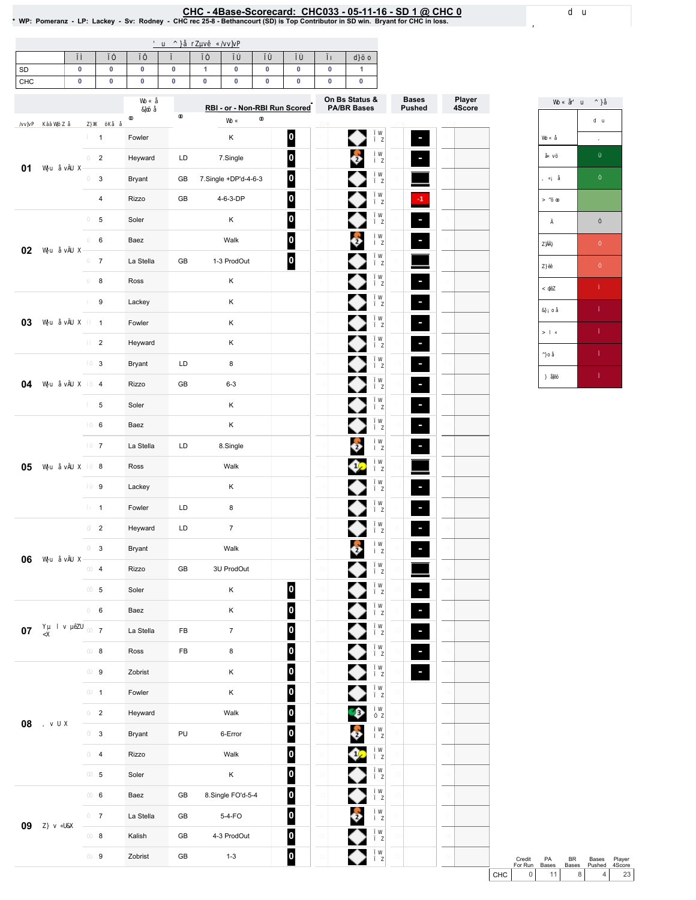# CHC - 4Base-Scorecard: CHC033 - 05-11-16 - SD 1 @ CHC 0

* WP: Pomeranz - LP: Lackey - Sv: Rodney - CHC rec 25-8 - Bethancourt (SD) is Top Contributor in SD win. Bryant for CHC in loss.

| | 1 | 2 | 3 | 4 | 5 | 6 | 7 | 8 | 9 | Total |
|---|---|---|---|---|---|---|---|---|---|---|
| SD | 0 | 0 | 0 | 0 | 1 | 0 | 0 | 0 | 0 | 1 |
| CHC | 0 | 0 | 0 | 0 | 0 | 0 | 0 | 0 | 0 | 0 |

| Inning | # | Player | Ball | RBI - or - Non-RBI Run Scored | | On Bs Status & PA/BR Bases | Bases Pushed |
|---|---|---|---|---|---|---|---|
| 01 | 1 | Fowler | | K | 0 | | - |
| | 2 | Heyward | LD | 7.Single | 0 | 2 | - |
| | 3 | Bryant | GB | 7.Single +DP'd-4-6-3 | 0 | | |
| | 4 | Rizzo | GB | 4-6-3-DP | 0 | | -1 |
| 02 | 5 | Soler | | K | 0 | | - |
| | 6 | Baez | | Walk | 0 | 2 | - |
| | 7 | La Stella | GB | 1-3 ProdOut | 0 | | |
| | 8 | Ross | | K | | | - |
| 03 | 9 | Lackey | | K | | | - |
| | 1 | Fowler | | K | | | - |
| | 2 | Heyward | | K | | | - |
| 04 | 3 | Bryant | LD | 8 | | | - |
| | 4 | Rizzo | GB | 6-3 | | | - |
| | 5 | Soler | | K | | | - |
| 05 | 6 | Baez | | K | | | - |
| | 7 | La Stella | LD | 8.Single | | 2 | - |
| | 8 | Ross | | Walk | | 1 | |
| | 9 | Lackey | | K | | | - |
| | 1 | Fowler | LD | 8 | | | - |
| 06 | 2 | Heyward | LD | 7 | | | - |
| | 3 | Bryant | | Walk | | 2 | - |
| | 4 | Rizzo | GB | 3U ProdOut | | | |
| | 5 | Soler | | K | 0 | | - |
| 07 | 6 | Baez | | K | 0 | | - |
| | 7 | La Stella | FB | 7 | 0 | | - |
| | 8 | Ross | FB | 8 | 0 | | - |
| | 9 | Zobrist | | K | 0 | | - |
| 08 | 1 | Fowler | | K | 0 | | |
| | 2 | Heyward | | Walk | 0 | 3 | |
| | 3 | Bryant | PU | 6-Error | 0 | 2 | |
| | 4 | Rizzo | | Walk | 0 | 1 | |
| | 5 | Soler | | K | 0 | | |
| 09 | 6 | Baez | GB | 8.Single FO'd-5-4 | 0 | | |
| | 7 | La Stella | GB | 5-4-FO | 0 | 2 | |
| | 8 | Kalish | GB | 4-3 ProdOut | 0 | | |
| | 9 | Zobrist | GB | 1-3 | 0 | | |

| | Credit For Run | PA Bases | BR Bases | Bases Pushed | Player 4Score |
|---|---|---|---|---|---|
| CHC | 0 | 11 | 8 | 4 | 23 |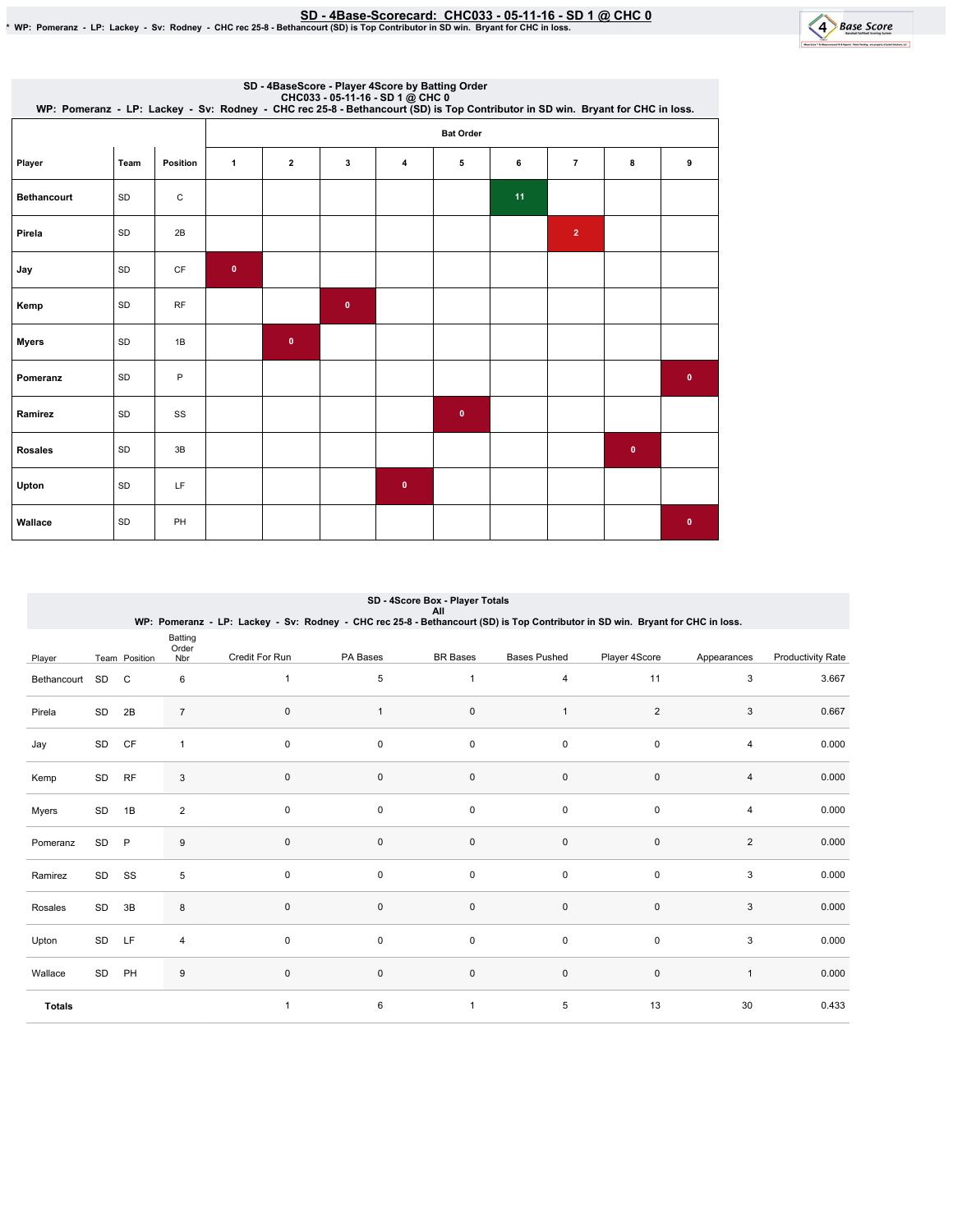# SD - 4Base-Scorecard: CHC033 - 05-11-16 - SD 1 @ CHC 0

* WP: Pomeranz - LP: Lackey - Sv: Rodney - CHC rec 25-8 - Bethancourt (SD) is Top Contributor in SD win. Bryant for CHC in loss.

## SD - 4BaseScore - Player 4Score by Batting Order

CHC033 - 05-11-16 - SD 1 @ CHC 0

WP: Pomeranz - LP: Lackey - Sv: Rodney - CHC rec 25-8 - Bethancourt (SD) is Top Contributor in SD win. Bryant for CHC in loss.

| Player | Team | Position | Bat Order 1 | 2 | 3 | 4 | 5 | 6 | 7 | 8 | 9 |
|---|---|---|---|---|---|---|---|---|---|---|---|
| Bethancourt | SD | C | | | | | | 11 | | | |
| Pirela | SD | 2B | | | | | | | 2 | | |
| Jay | SD | CF | 0 | | | | | | | | |
| Kemp | SD | RF | | | 0 | | | | | | |
| Myers | SD | 1B | | 0 | | | | | | | |
| Pomeranz | SD | P | | | | | | | | | 0 |
| Ramirez | SD | SS | | | | | 0 | | | | |
| Rosales | SD | 3B | | | | | | | | 0 | |
| Upton | SD | LF | | | | 0 | | | | | |
| Wallace | SD | PH | | | | | | | | | 0 |

## SD - 4Score Box - Player Totals

All

WP: Pomeranz - LP: Lackey - Sv: Rodney - CHC rec 25-8 - Bethancourt (SD) is Top Contributor in SD win. Bryant for CHC in loss.

| Player | Team | Position | Batting Order Nbr | Credit For Run | PA Bases | BR Bases | Bases Pushed | Player 4Score | Appearances | Productivity Rate |
|---|---|---|---|---|---|---|---|---|---|---|
| Bethancourt | SD | C | 6 | 1 | 5 | 1 | 4 | 11 | 3 | 3.667 |
| Pirela | SD | 2B | 7 | 0 | 1 | 0 | 1 | 2 | 3 | 0.667 |
| Jay | SD | CF | 1 | 0 | 0 | 0 | 0 | 0 | 4 | 0.000 |
| Kemp | SD | RF | 3 | 0 | 0 | 0 | 0 | 0 | 4 | 0.000 |
| Myers | SD | 1B | 2 | 0 | 0 | 0 | 0 | 0 | 4 | 0.000 |
| Pomeranz | SD | P | 9 | 0 | 0 | 0 | 0 | 0 | 2 | 0.000 |
| Ramirez | SD | SS | 5 | 0 | 0 | 0 | 0 | 0 | 3 | 0.000 |
| Rosales | SD | 3B | 8 | 0 | 0 | 0 | 0 | 0 | 3 | 0.000 |
| Upton | SD | LF | 4 | 0 | 0 | 0 | 0 | 0 | 3 | 0.000 |
| Wallace | SD | PH | 9 | 0 | 0 | 0 | 0 | 0 | 1 | 0.000 |
| **Totals** | | | | 1 | 6 | 1 | 5 | 13 | 30 | 0.433 |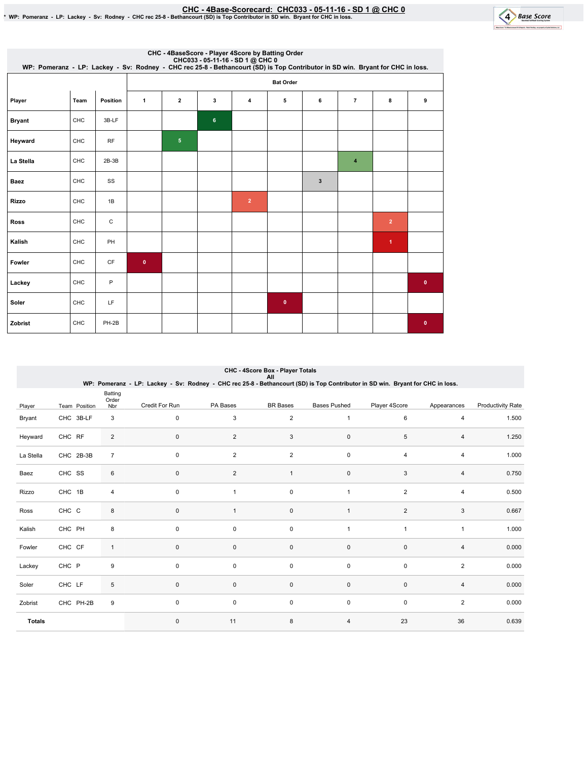# CHC - 4Base-Scorecard: CHC033 - 05-11-16 - SD 1 @ CHC 0

* WP: Pomeranz - LP: Lackey - Sv: Rodney - CHC rec 25-8 - Bethancourt (SD) is Top Contributor in SD win. Bryant for CHC in loss.

## CHC - 4BaseScore - Player 4Score by Batting Order

CHC033 - 05-11-16 - SD 1 @ CHC 0

WP: Pomeranz - LP: Lackey - Sv: Rodney - CHC rec 25-8 - Bethancourt (SD) is Top Contributor in SD win. Bryant for CHC in loss.

| Player | Team | Position | Bat Order 1 | 2 | 3 | 4 | 5 | 6 | 7 | 8 | 9 |
|---|---|---|---|---|---|---|---|---|---|---|---|
| Bryant | CHC | 3B-LF | | | 6 | | | | | | |
| Heyward | CHC | RF | | 5 | | | | | | | |
| La Stella | CHC | 2B-3B | | | | | | | 4 | | |
| Baez | CHC | SS | | | | | | 3 | | | |
| Rizzo | CHC | 1B | | | | 2 | | | | | |
| Ross | CHC | C | | | | | | | | 2 | |
| Kalish | CHC | PH | | | | | | | | 1 | |
| Fowler | CHC | CF | 0 | | | | | | | | |
| Lackey | CHC | P | | | | | | | | | 0 |
| Soler | CHC | LF | | | | | 0 | | | | |
| Zobrist | CHC | PH-2B | | | | | | | | | 0 |

## CHC - 4Score Box - Player Totals

All

WP: Pomeranz - LP: Lackey - Sv: Rodney - CHC rec 25-8 - Bethancourt (SD) is Top Contributor in SD win. Bryant for CHC in loss.

| Player | Team | Position | Batting Order Nbr | Credit For Run | PA Bases | BR Bases | Bases Pushed | Player 4Score | Appearances | Productivity Rate |
|---|---|---|---|---|---|---|---|---|---|---|
| Bryant | CHC | 3B-LF | 3 | 0 | 3 | 2 | 1 | 6 | 4 | 1.500 |
| Heyward | CHC | RF | 2 | 0 | 2 | 3 | 0 | 5 | 4 | 1.250 |
| La Stella | CHC | 2B-3B | 7 | 0 | 2 | 2 | 0 | 4 | 4 | 1.000 |
| Baez | CHC | SS | 6 | 0 | 2 | 1 | 0 | 3 | 4 | 0.750 |
| Rizzo | CHC | 1B | 4 | 0 | 1 | 0 | 1 | 2 | 4 | 0.500 |
| Ross | CHC | C | 8 | 0 | 1 | 0 | 1 | 2 | 3 | 0.667 |
| Kalish | CHC | PH | 8 | 0 | 0 | 0 | 1 | 1 | 1 | 1.000 |
| Fowler | CHC | CF | 1 | 0 | 0 | 0 | 0 | 0 | 4 | 0.000 |
| Lackey | CHC | P | 9 | 0 | 0 | 0 | 0 | 0 | 2 | 0.000 |
| Soler | CHC | LF | 5 | 0 | 0 | 0 | 0 | 0 | 4 | 0.000 |
| Zobrist | CHC | PH-2B | 9 | 0 | 0 | 0 | 0 | 0 | 2 | 0.000 |
| **Totals** | | | | 0 | 11 | 8 | 4 | 23 | 36 | 0.639 |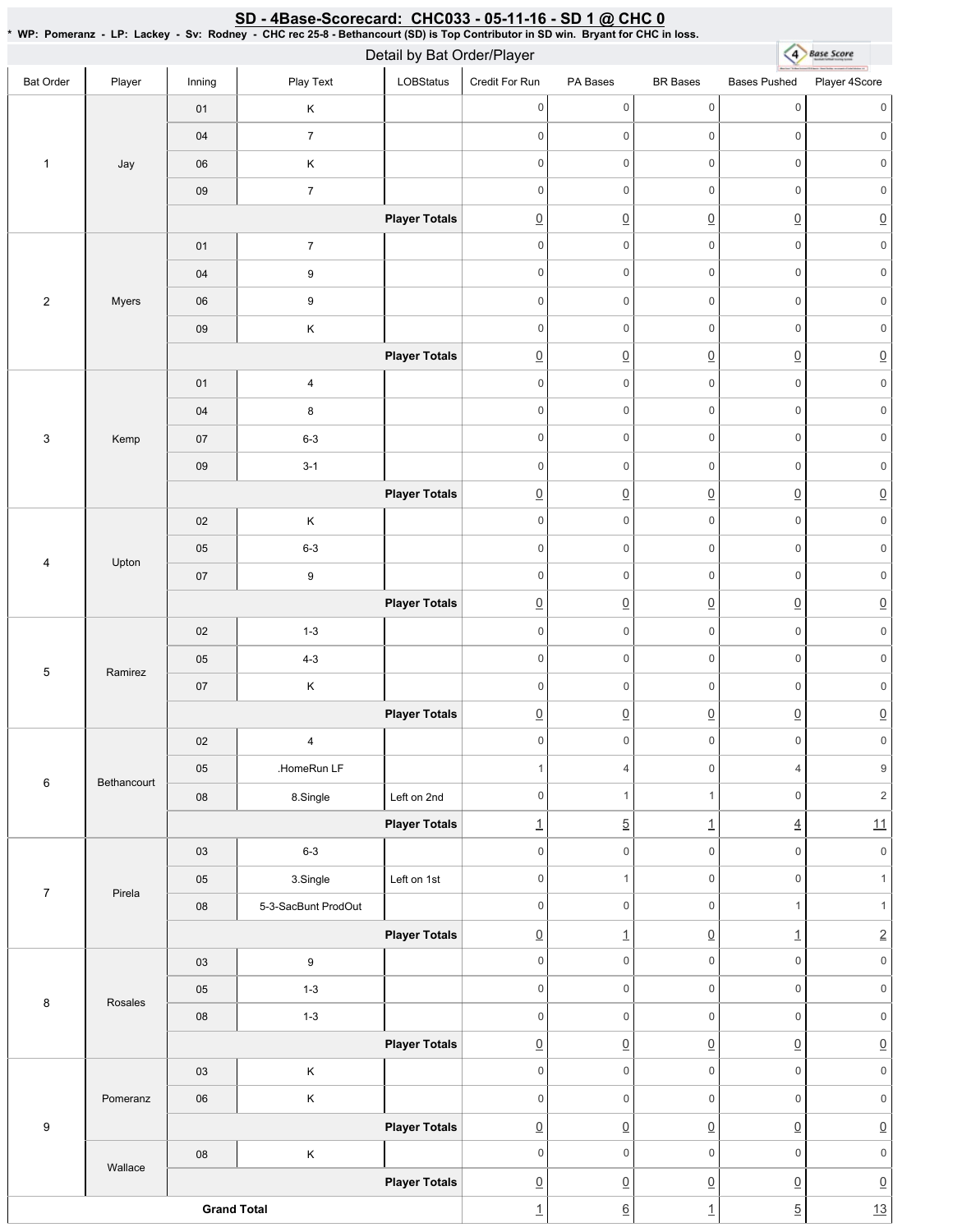## SD - 4Base-Scorecard: CHC033 - 05-11-16 - SD 1 @ CHC 0

**\* WP: Pomeranz - LP: Lackey - Sv: Rodney - CHC rec 25-8 - Bethancourt (SD) is Top Contributor in SD win. Bryant for CHC in loss.**

Detail by Bat Order/Player

| Bat Order | Player | Inning | Play Text | LOBStatus | Credit For Run | PA Bases | BR Bases | Bases Pushed | Player 4Score |
|---|---|---|---|---|---|---|---|---|---|
| 1 | Jay | 01 | K | | 0 | 0 | 0 | 0 | 0 |
| | | 04 | 7 | | 0 | 0 | 0 | 0 | 0 |
| | | 06 | K | | 0 | 0 | 0 | 0 | 0 |
| | | 09 | 7 | | 0 | 0 | 0 | 0 | 0 |
| | | | | **Player Totals** | 0 | 0 | 0 | 0 | 0 |
| 2 | Myers | 01 | 7 | | 0 | 0 | 0 | 0 | 0 |
| | | 04 | 9 | | 0 | 0 | 0 | 0 | 0 |
| | | 06 | 9 | | 0 | 0 | 0 | 0 | 0 |
| | | 09 | K | | 0 | 0 | 0 | 0 | 0 |
| | | | | **Player Totals** | 0 | 0 | 0 | 0 | 0 |
| 3 | Kemp | 01 | 4 | | 0 | 0 | 0 | 0 | 0 |
| | | 04 | 8 | | 0 | 0 | 0 | 0 | 0 |
| | | 07 | 6-3 | | 0 | 0 | 0 | 0 | 0 |
| | | 09 | 3-1 | | 0 | 0 | 0 | 0 | 0 |
| | | | | **Player Totals** | 0 | 0 | 0 | 0 | 0 |
| 4 | Upton | 02 | K | | 0 | 0 | 0 | 0 | 0 |
| | | 05 | 6-3 | | 0 | 0 | 0 | 0 | 0 |
| | | 07 | 9 | | 0 | 0 | 0 | 0 | 0 |
| | | | | **Player Totals** | 0 | 0 | 0 | 0 | 0 |
| 5 | Ramirez | 02 | 1-3 | | 0 | 0 | 0 | 0 | 0 |
| | | 05 | 4-3 | | 0 | 0 | 0 | 0 | 0 |
| | | 07 | K | | 0 | 0 | 0 | 0 | 0 |
| | | | | **Player Totals** | 0 | 0 | 0 | 0 | 0 |
| 6 | Bethancourt | 02 | 4 | | 0 | 0 | 0 | 0 | 0 |
| | | 05 | .HomeRun LF | | 1 | 4 | 0 | 4 | 9 |
| | | 08 | 8.Single | Left on 2nd | 0 | 1 | 1 | 0 | 2 |
| | | | | **Player Totals** | 1 | 5 | 1 | 4 | 11 |
| 7 | Pirela | 03 | 6-3 | | 0 | 0 | 0 | 0 | 0 |
| | | 05 | 3.Single | Left on 1st | 0 | 1 | 0 | 0 | 1 |
| | | 08 | 5-3-SacBunt ProdOut | | 0 | 0 | 0 | 1 | 1 |
| | | | | **Player Totals** | 0 | 1 | 0 | 1 | 2 |
| 8 | Rosales | 03 | 9 | | 0 | 0 | 0 | 0 | 0 |
| | | 05 | 1-3 | | 0 | 0 | 0 | 0 | 0 |
| | | 08 | 1-3 | | 0 | 0 | 0 | 0 | 0 |
| | | | | **Player Totals** | 0 | 0 | 0 | 0 | 0 |
| 9 | Pomeranz | 03 | K | | 0 | 0 | 0 | 0 | 0 |
| | | 06 | K | | 0 | 0 | 0 | 0 | 0 |
| | | | | **Player Totals** | 0 | 0 | 0 | 0 | 0 |
| | Wallace | 08 | K | | 0 | 0 | 0 | 0 | 0 |
| | | | | **Player Totals** | 0 | 0 | 0 | 0 | 0 |
| **Grand Total** | | | | | 1 | 6 | 1 | 5 | 13 |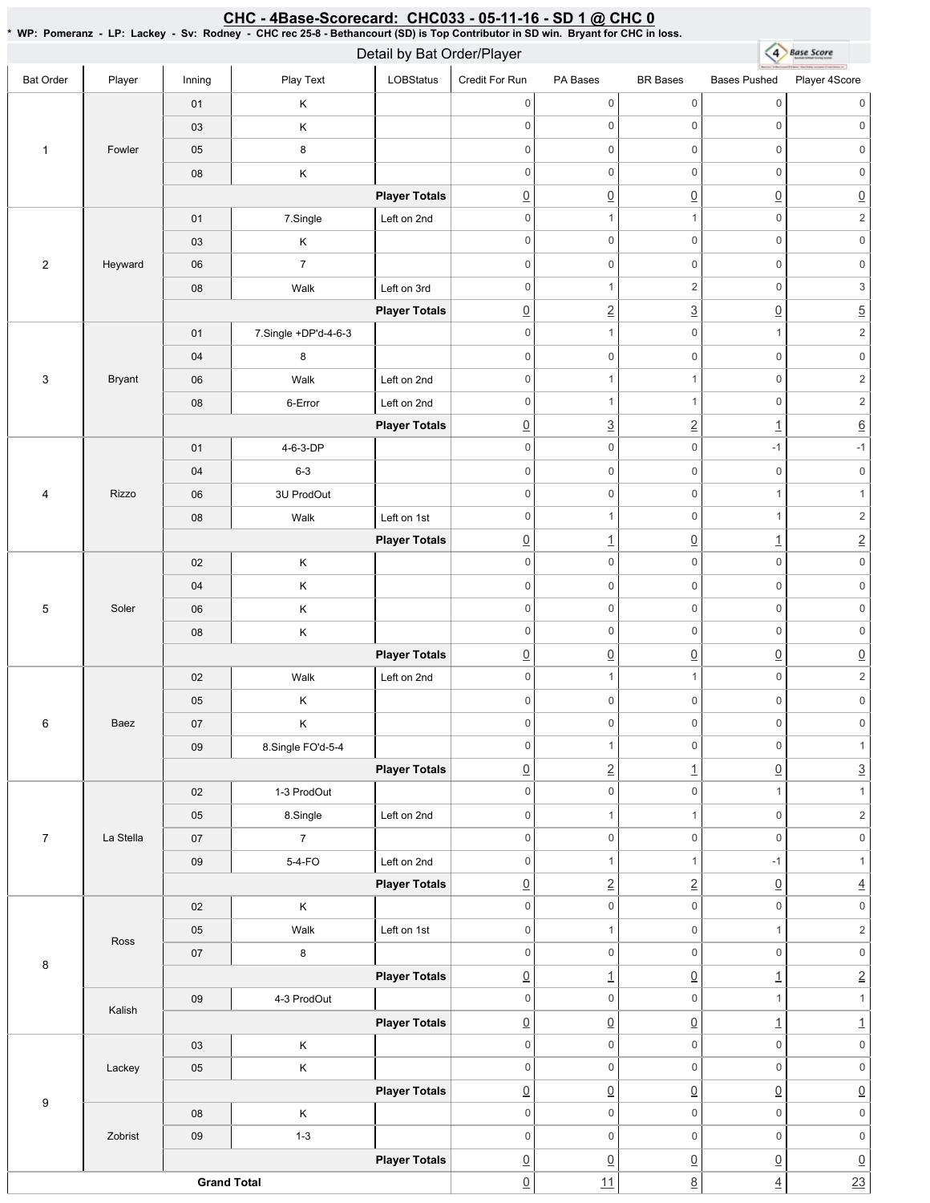# CHC - 4Base-Scorecard: CHC033 - 05-11-16 - SD 1 @ CHC 0

**\* WP: Pomeranz - LP: Lackey - Sv: Rodney - CHC rec 25-8 - Bethancourt (SD) is Top Contributor in SD win. Bryant for CHC in loss.**

## Detail by Bat Order/Player

| Bat Order | Player | Inning | Play Text | LOBStatus | Credit For Run | PA Bases | BR Bases | Bases Pushed | Player 4Score |
|---|---|---|---|---|---|---|---|---|---|
| 1 | Fowler | 01 | K | | 0 | 0 | 0 | 0 | 0 |
| | | 03 | K | | 0 | 0 | 0 | 0 | 0 |
| | | 05 | 8 | | 0 | 0 | 0 | 0 | 0 |
| | | 08 | K | | 0 | 0 | 0 | 0 | 0 |
| | | | | **Player Totals** | 0 | 0 | 0 | 0 | 0 |
| 2 | Heyward | 01 | 7.Single | Left on 2nd | 0 | 1 | 1 | 0 | 2 |
| | | 03 | K | | 0 | 0 | 0 | 0 | 0 |
| | | 06 | 7 | | 0 | 0 | 0 | 0 | 0 |
| | | 08 | Walk | Left on 3rd | 0 | 1 | 2 | 0 | 3 |
| | | | | **Player Totals** | 0 | 2 | 3 | 0 | 5 |
| 3 | Bryant | 01 | 7.Single +DP'd-4-6-3 | | 0 | 1 | 0 | 1 | 2 |
| | | 04 | 8 | | 0 | 0 | 0 | 0 | 0 |
| | | 06 | Walk | Left on 2nd | 0 | 1 | 1 | 0 | 2 |
| | | 08 | 6-Error | Left on 2nd | 0 | 1 | 1 | 0 | 2 |
| | | | | **Player Totals** | 0 | 3 | 2 | 1 | 6 |
| 4 | Rizzo | 01 | 4-6-3-DP | | 0 | 0 | 0 | -1 | -1 |
| | | 04 | 6-3 | | 0 | 0 | 0 | 0 | 0 |
| | | 06 | 3U ProdOut | | 0 | 0 | 0 | 1 | 1 |
| | | 08 | Walk | Left on 1st | 0 | 1 | 0 | 1 | 2 |
| | | | | **Player Totals** | 0 | 1 | 0 | 1 | 2 |
| 5 | Soler | 02 | K | | 0 | 0 | 0 | 0 | 0 |
| | | 04 | K | | 0 | 0 | 0 | 0 | 0 |
| | | 06 | K | | 0 | 0 | 0 | 0 | 0 |
| | | 08 | K | | 0 | 0 | 0 | 0 | 0 |
| | | | | **Player Totals** | 0 | 0 | 0 | 0 | 0 |
| 6 | Baez | 02 | Walk | Left on 2nd | 0 | 1 | 1 | 0 | 2 |
| | | 05 | K | | 0 | 0 | 0 | 0 | 0 |
| | | 07 | K | | 0 | 0 | 0 | 0 | 0 |
| | | 09 | 8.Single FO'd-5-4 | | 0 | 1 | 0 | 0 | 1 |
| | | | | **Player Totals** | 0 | 2 | 1 | 0 | 3 |
| 7 | La Stella | 02 | 1-3 ProdOut | | 0 | 0 | 0 | 1 | 1 |
| | | 05 | 8.Single | Left on 2nd | 0 | 1 | 1 | 0 | 2 |
| | | 07 | 7 | | 0 | 0 | 0 | 0 | 0 |
| | | 09 | 5-4-FO | Left on 2nd | 0 | 1 | 1 | -1 | 1 |
| | | | | **Player Totals** | 0 | 2 | 2 | 0 | 4 |
| 8 | Ross | 02 | K | | 0 | 0 | 0 | 0 | 0 |
| | | 05 | Walk | Left on 1st | 0 | 1 | 0 | 1 | 2 |
| | | 07 | 8 | | 0 | 0 | 0 | 0 | 0 |
| | | | | **Player Totals** | 0 | 1 | 0 | 1 | 2 |
| | Kalish | 09 | 4-3 ProdOut | | 0 | 0 | 0 | 1 | 1 |
| | | | | **Player Totals** | 0 | 0 | 0 | 1 | 1 |
| 9 | Lackey | 03 | K | | 0 | 0 | 0 | 0 | 0 |
| | | 05 | K | | 0 | 0 | 0 | 0 | 0 |
| | | | | **Player Totals** | 0 | 0 | 0 | 0 | 0 |
| | Zobrist | 08 | K | | 0 | 0 | 0 | 0 | 0 |
| | | 09 | 1-3 | | 0 | 0 | 0 | 0 | 0 |
| | | | | **Player Totals** | 0 | 0 | 0 | 0 | 0 |
| **Grand Total** | | | | | 0 | 11 | 8 | 4 | 23 |